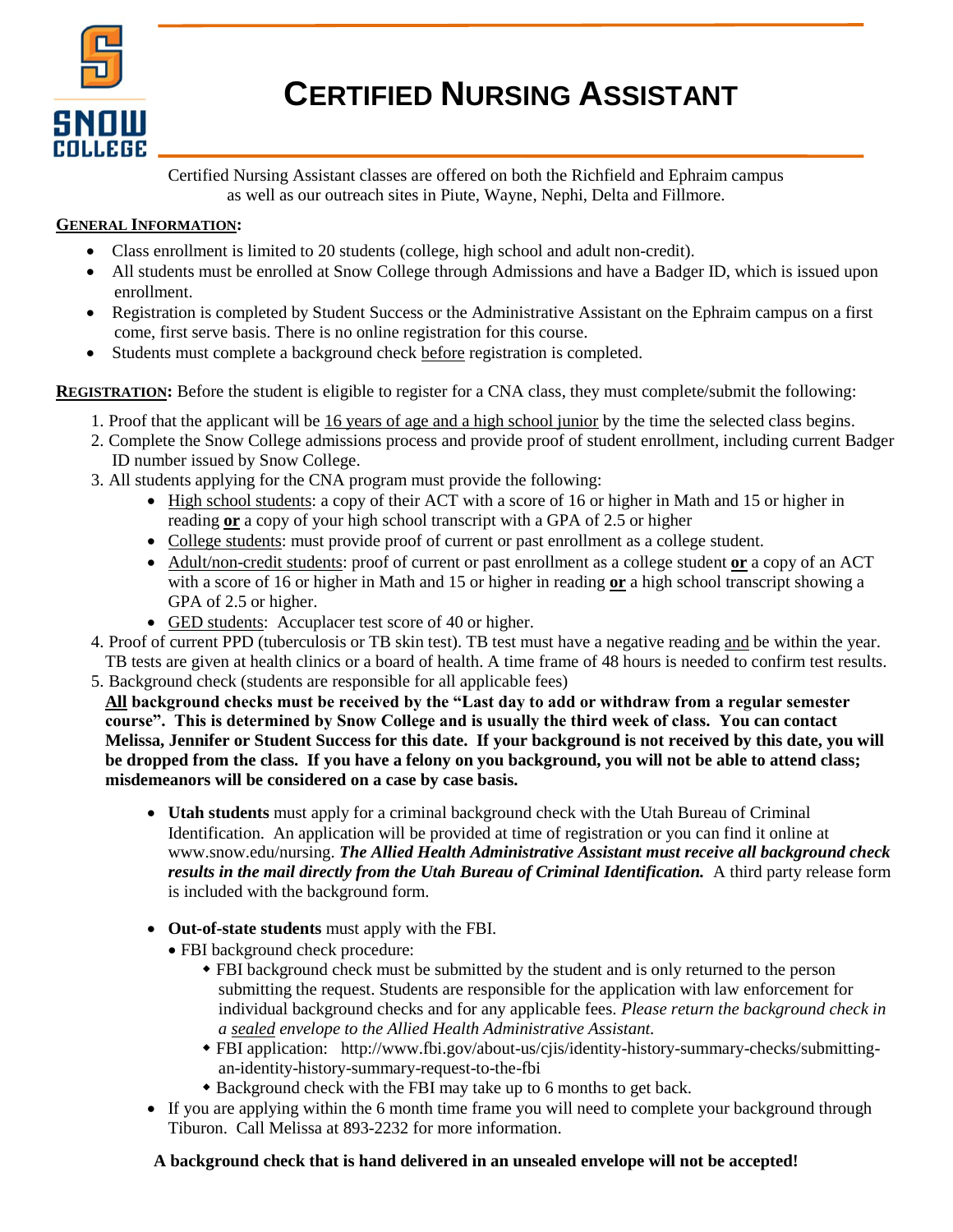# CERTIFIED NURSING ASSISTANT

Certified Nursing Assistant classes are offered on both the Richfield and Ephraim campus as well as our outreach sites in Piute, Wayne, Nephi, Delta and Fillmore.

**GENERAL INFORMATION:**

- Class enrollment is limited to 20 students (college, high school and adult non-credit).
- All students must be enrolled at Snow College through Admissions and have a Badger ID, which is issued upon enrollment.
- Registration is completed by Student Success or the Administrative Assistant on the Ephraim campus on a first come, first serve basis. There is no online registration for this course.
- Students must complete a background check before registration is completed.

**REGISTRATION:** Before the student is eligible to register for a CNA class, they must complete/submit the following:

1. Proof that the applicant will be 16 years of age and a high school junior by the time the selected class begins.
2. Complete the Snow College admissions process and provide proof of student enrollment, including current Badger ID number issued by Snow College.
3. All students applying for the CNA program must provide the following:
   - High school students: a copy of their ACT with a score of 16 or higher in Math and 15 or higher in reading **or** a copy of your high school transcript with a GPA of 2.5 or higher
   - College students: must provide proof of current or past enrollment as a college student.
   - Adult/non-credit students: proof of current or past enrollment as a college student **or** a copy of an ACT with a score of 16 or higher in Math and 15 or higher in reading **or** a high school transcript showing a GPA of 2.5 or higher.
   - GED students: Accuplacer test score of 40 or higher.
4. Proof of current PPD (tuberculosis or TB skin test). TB test must have a negative reading and be within the year. TB tests are given at health clinics or a board of health. A time frame of 48 hours is needed to confirm test results.
5. Background check (students are responsible for all applicable fees)

   **All background checks must be received by the "Last day to add or withdraw from a regular semester course". This is determined by Snow College and is usually the third week of class. You can contact Melissa, Jennifer or Student Success for this date. If your background is not received by this date, you will be dropped from the class. If you have a felony on you background, you will not be able to attend class; misdemeanors will be considered on a case by case basis.**

   - **Utah students** must apply for a criminal background check with the Utah Bureau of Criminal Identification. An application will be provided at time of registration or you can find it online at www.snow.edu/nursing. ***The Allied Health Administrative Assistant must receive all background check results in the mail directly from the Utah Bureau of Criminal Identification.*** A third party release form is included with the background form.

   - **Out-of-state students** must apply with the FBI.
     - FBI background check procedure:
       - FBI background check must be submitted by the student and is only returned to the person submitting the request. Students are responsible for the application with law enforcement for individual background checks and for any applicable fees. *Please return the background check in a sealed envelope to the Allied Health Administrative Assistant.*
       - FBI application: http://www.fbi.gov/about-us/cjis/identity-history-summary-checks/submitting-an-identity-history-summary-request-to-the-fbi
       - Background check with the FBI may take up to 6 months to get back.
   - If you are applying within the 6 month time frame you will need to complete your background through Tiburon. Call Melissa at 893-2232 for more information.

**A background check that is hand delivered in an unsealed envelope will not be accepted!**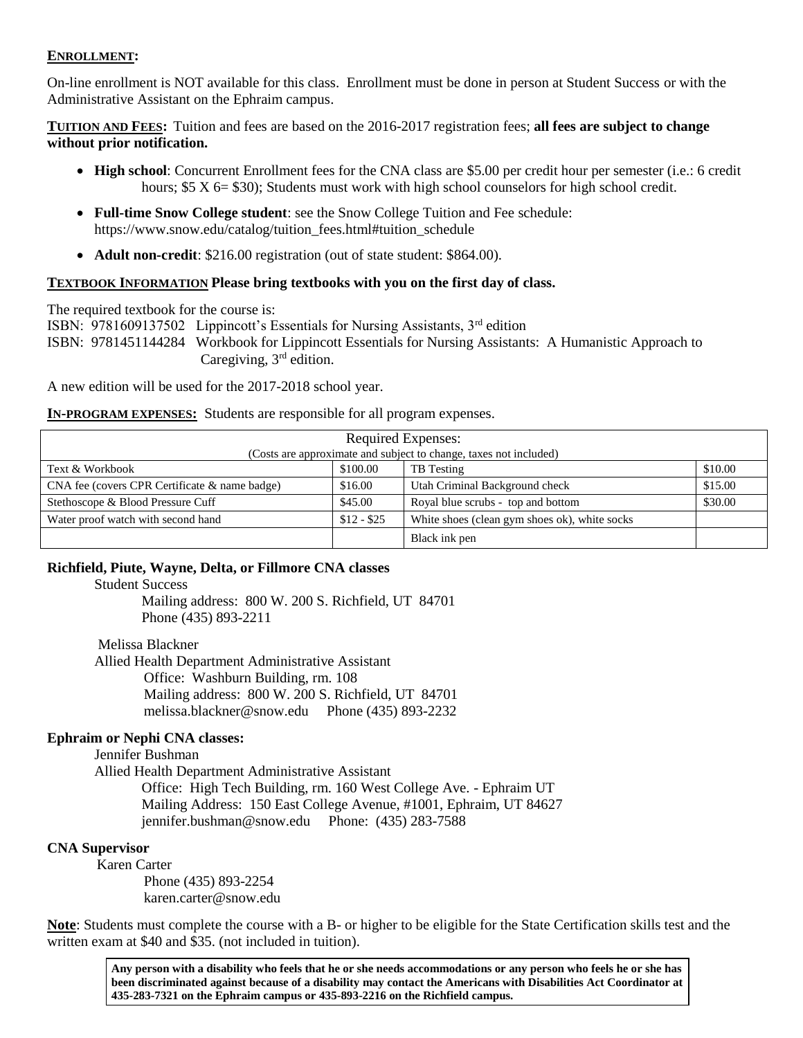**ENROLLMENT:**

On-line enrollment is NOT available for this class. Enrollment must be done in person at Student Success or with the Administrative Assistant on the Ephraim campus.

**TUITION AND FEES:** Tuition and fees are based on the 2016-2017 registration fees; **all fees are subject to change without prior notification.**

- **High school**: Concurrent Enrollment fees for the CNA class are $5.00 per credit hour per semester (i.e.: 6 credit hours; $5 X 6= $30); Students must work with high school counselors for high school credit.
- **Full-time Snow College student**: see the Snow College Tuition and Fee schedule: https://www.snow.edu/catalog/tuition_fees.html#tuition_schedule
- **Adult non-credit**: $216.00 registration (out of state student: $864.00).

**TEXTBOOK INFORMATION Please bring textbooks with you on the first day of class.**

The required textbook for the course is:
ISBN: 9781609137502 Lippincott's Essentials for Nursing Assistants, 3rd edition
ISBN: 9781451144284 Workbook for Lippincott Essentials for Nursing Assistants: A Humanistic Approach to Caregiving, 3rd edition.

A new edition will be used for the 2017-2018 school year.

**IN-PROGRAM EXPENSES:** Students are responsible for all program expenses.

| Required Expenses: (Costs are approximate and subject to change, taxes not included) | | | |
|---|---|---|---|
| Text & Workbook | $100.00 | TB Testing | $10.00 |
| CNA fee (covers CPR Certificate & name badge) | $16.00 | Utah Criminal Background check | $15.00 |
| Stethoscope & Blood Pressure Cuff | $45.00 | Royal blue scrubs - top and bottom | $30.00 |
| Water proof watch with second hand | $12 - $25 | White shoes (clean gym shoes ok), white socks | |
| | | Black ink pen | |

**Richfield, Piute, Wayne, Delta, or Fillmore CNA classes**

Student Success
Mailing address: 800 W. 200 S. Richfield, UT 84701
Phone (435) 893-2211

Melissa Blackner
Allied Health Department Administrative Assistant
Office: Washburn Building, rm. 108
Mailing address: 800 W. 200 S. Richfield, UT 84701
melissa.blackner@snow.edu Phone (435) 893-2232

**Ephraim or Nephi CNA classes:**

Jennifer Bushman
Allied Health Department Administrative Assistant
Office: High Tech Building, rm. 160 West College Ave. - Ephraim UT
Mailing Address: 150 East College Avenue, #1001, Ephraim, UT 84627
jennifer.bushman@snow.edu Phone: (435) 283-7588

**CNA Supervisor**

Karen Carter
Phone (435) 893-2254
karen.carter@snow.edu

**Note**: Students must complete the course with a B- or higher to be eligible for the State Certification skills test and the written exam at $40 and $35. (not included in tuition).

**Any person with a disability who feels that he or she needs accommodations or any person who feels he or she has been discriminated against because of a disability may contact the Americans with Disabilities Act Coordinator at 435-283-7321 on the Ephraim campus or 435-893-2216 on the Richfield campus.**